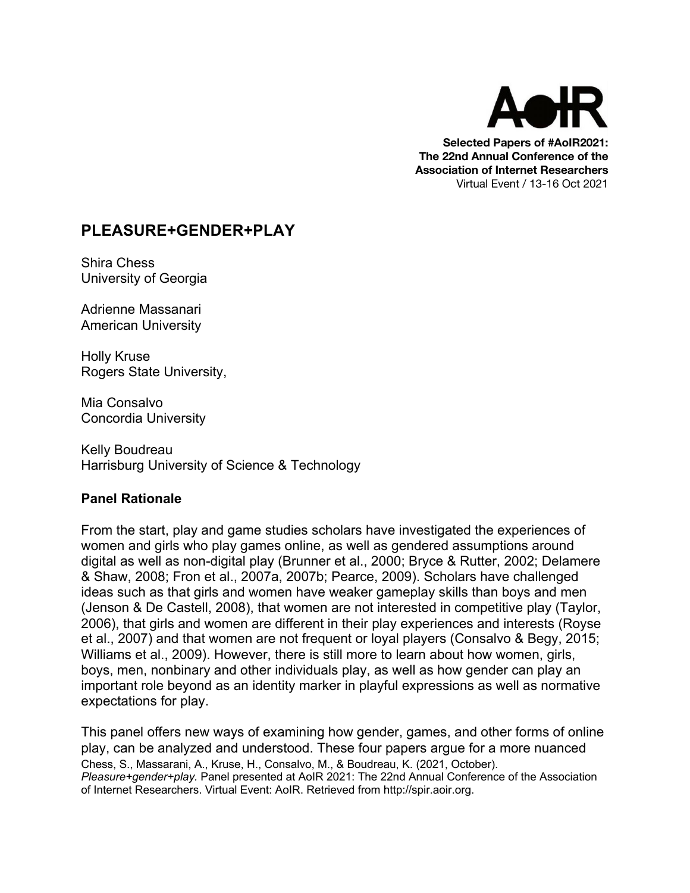**Selected Papers of #AoIR2021:**
**The 22nd Annual Conference of the**
**Association of Internet Researchers**
Virtual Event / 13-16 Oct 2021

## PLEASURE+GENDER+PLAY

Shira Chess
University of Georgia

Adrienne Massanari
American University

Holly Kruse
Rogers State University,

Mia Consalvo
Concordia University

Kelly Boudreau
Harrisburg University of Science & Technology

### Panel Rationale

From the start, play and game studies scholars have investigated the experiences of women and girls who play games online, as well as gendered assumptions around digital as well as non-digital play (Brunner et al., 2000; Bryce & Rutter, 2002; Delamere & Shaw, 2008; Fron et al., 2007a, 2007b; Pearce, 2009). Scholars have challenged ideas such as that girls and women have weaker gameplay skills than boys and men (Jenson & De Castell, 2008), that women are not interested in competitive play (Taylor, 2006), that girls and women are different in their play experiences and interests (Royse et al., 2007) and that women are not frequent or loyal players (Consalvo & Begy, 2015; Williams et al., 2009). However, there is still more to learn about how women, girls, boys, men, nonbinary and other individuals play, as well as how gender can play an important role beyond as an identity marker in playful expressions as well as normative expectations for play.

This panel offers new ways of examining how gender, games, and other forms of online play, can be analyzed and understood. These four papers argue for a more nuanced

Chess, S., Massarani, A., Kruse, H., Consalvo, M., & Boudreau, K. (2021, October). *Pleasure+gender+play.* Panel presented at AoIR 2021: The 22nd Annual Conference of the Association of Internet Researchers. Virtual Event: AoIR. Retrieved from http://spir.aoir.org.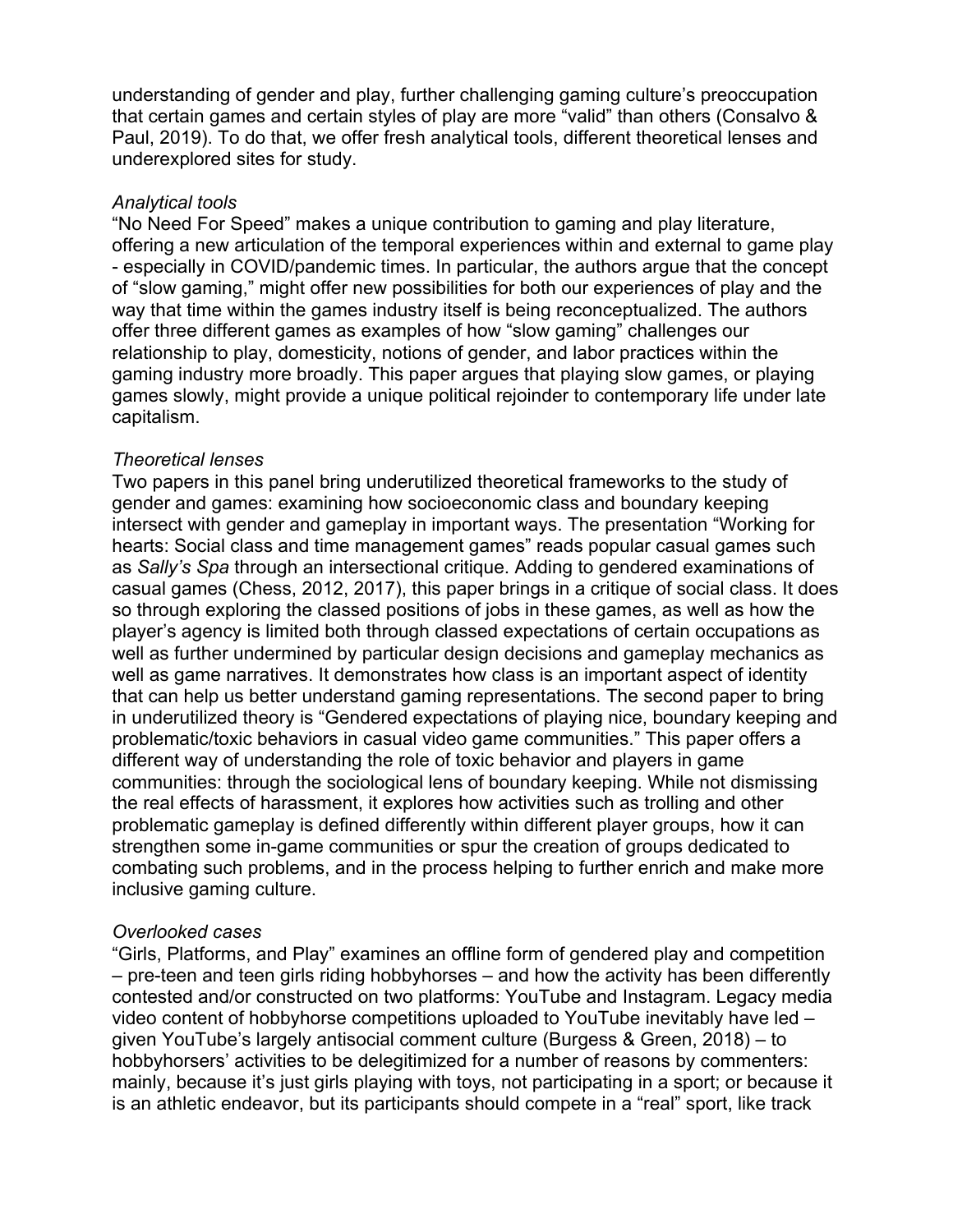understanding of gender and play, further challenging gaming culture's preoccupation that certain games and certain styles of play are more "valid" than others (Consalvo & Paul, 2019). To do that, we offer fresh analytical tools, different theoretical lenses and underexplored sites for study.

*Analytical tools*

"No Need For Speed" makes a unique contribution to gaming and play literature, offering a new articulation of the temporal experiences within and external to game play - especially in COVID/pandemic times. In particular, the authors argue that the concept of "slow gaming," might offer new possibilities for both our experiences of play and the way that time within the games industry itself is being reconceptualized. The authors offer three different games as examples of how "slow gaming" challenges our relationship to play, domesticity, notions of gender, and labor practices within the gaming industry more broadly. This paper argues that playing slow games, or playing games slowly, might provide a unique political rejoinder to contemporary life under late capitalism.

*Theoretical lenses*

Two papers in this panel bring underutilized theoretical frameworks to the study of gender and games: examining how socioeconomic class and boundary keeping intersect with gender and gameplay in important ways. The presentation "Working for hearts: Social class and time management games" reads popular casual games such as *Sally's Spa* through an intersectional critique. Adding to gendered examinations of casual games (Chess, 2012, 2017), this paper brings in a critique of social class. It does so through exploring the classed positions of jobs in these games, as well as how the player's agency is limited both through classed expectations of certain occupations as well as further undermined by particular design decisions and gameplay mechanics as well as game narratives. It demonstrates how class is an important aspect of identity that can help us better understand gaming representations. The second paper to bring in underutilized theory is "Gendered expectations of playing nice, boundary keeping and problematic/toxic behaviors in casual video game communities." This paper offers a different way of understanding the role of toxic behavior and players in game communities: through the sociological lens of boundary keeping. While not dismissing the real effects of harassment, it explores how activities such as trolling and other problematic gameplay is defined differently within different player groups, how it can strengthen some in-game communities or spur the creation of groups dedicated to combating such problems, and in the process helping to further enrich and make more inclusive gaming culture.

*Overlooked cases*

"Girls, Platforms, and Play" examines an offline form of gendered play and competition – pre-teen and teen girls riding hobbyhorses – and how the activity has been differently contested and/or constructed on two platforms: YouTube and Instagram. Legacy media video content of hobbyhorse competitions uploaded to YouTube inevitably have led – given YouTube's largely antisocial comment culture (Burgess & Green, 2018) – to hobbyhorsers' activities to be delegitimized for a number of reasons by commenters: mainly, because it's just girls playing with toys, not participating in a sport; or because it is an athletic endeavor, but its participants should compete in a "real" sport, like track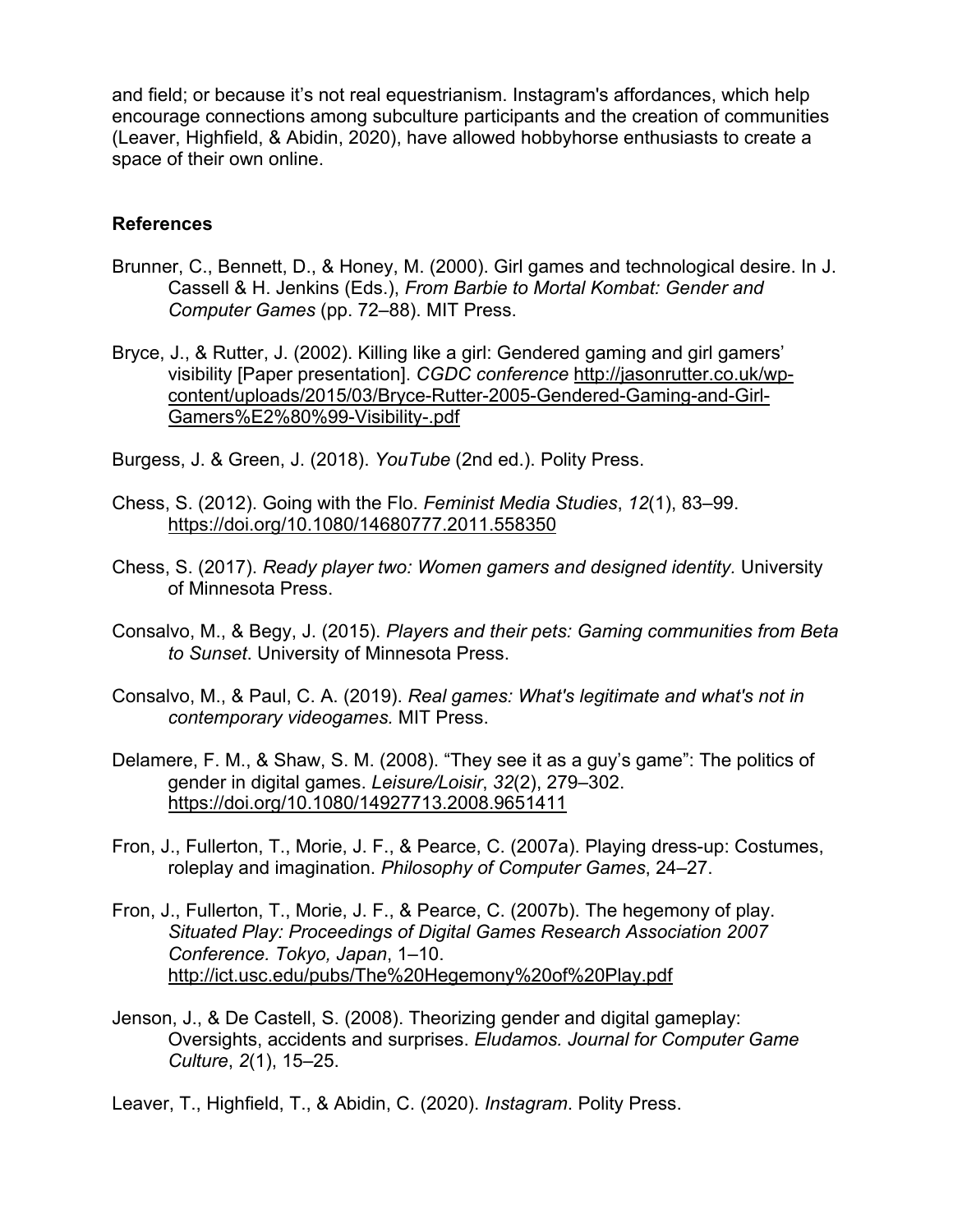and field; or because it's not real equestrianism. Instagram's affordances, which help encourage connections among subculture participants and the creation of communities (Leaver, Highfield, & Abidin, 2020), have allowed hobbyhorse enthusiasts to create a space of their own online.

## References

Brunner, C., Bennett, D., & Honey, M. (2000). Girl games and technological desire. In J. Cassell & H. Jenkins (Eds.), *From Barbie to Mortal Kombat: Gender and Computer Games* (pp. 72–88). MIT Press.

Bryce, J., & Rutter, J. (2002). Killing like a girl: Gendered gaming and girl gamers' visibility [Paper presentation]. *CGDC conference* http://jasonrutter.co.uk/wp-content/uploads/2015/03/Bryce-Rutter-2005-Gendered-Gaming-and-Girl-Gamers%E2%80%99-Visibility-.pdf

Burgess, J. & Green, J. (2018). *YouTube* (2nd ed.). Polity Press.

Chess, S. (2012). Going with the Flo. *Feminist Media Studies*, *12*(1), 83–99. https://doi.org/10.1080/14680777.2011.558350

Chess, S. (2017). *Ready player two: Women gamers and designed identity.* University of Minnesota Press.

Consalvo, M., & Begy, J. (2015). *Players and their pets: Gaming communities from Beta to Sunset*. University of Minnesota Press.

Consalvo, M., & Paul, C. A. (2019). *Real games: What's legitimate and what's not in contemporary videogames.* MIT Press.

Delamere, F. M., & Shaw, S. M. (2008). "They see it as a guy's game": The politics of gender in digital games. *Leisure/Loisir*, *32*(2), 279–302. https://doi.org/10.1080/14927713.2008.9651411

Fron, J., Fullerton, T., Morie, J. F., & Pearce, C. (2007a). Playing dress-up: Costumes, roleplay and imagination. *Philosophy of Computer Games*, 24–27.

Fron, J., Fullerton, T., Morie, J. F., & Pearce, C. (2007b). The hegemony of play. *Situated Play: Proceedings of Digital Games Research Association 2007 Conference. Tokyo, Japan*, 1–10. http://ict.usc.edu/pubs/The%20Hegemony%20of%20Play.pdf

Jenson, J., & De Castell, S. (2008). Theorizing gender and digital gameplay: Oversights, accidents and surprises. *Eludamos. Journal for Computer Game Culture*, *2*(1), 15–25.

Leaver, T., Highfield, T., & Abidin, C. (2020). *Instagram*. Polity Press.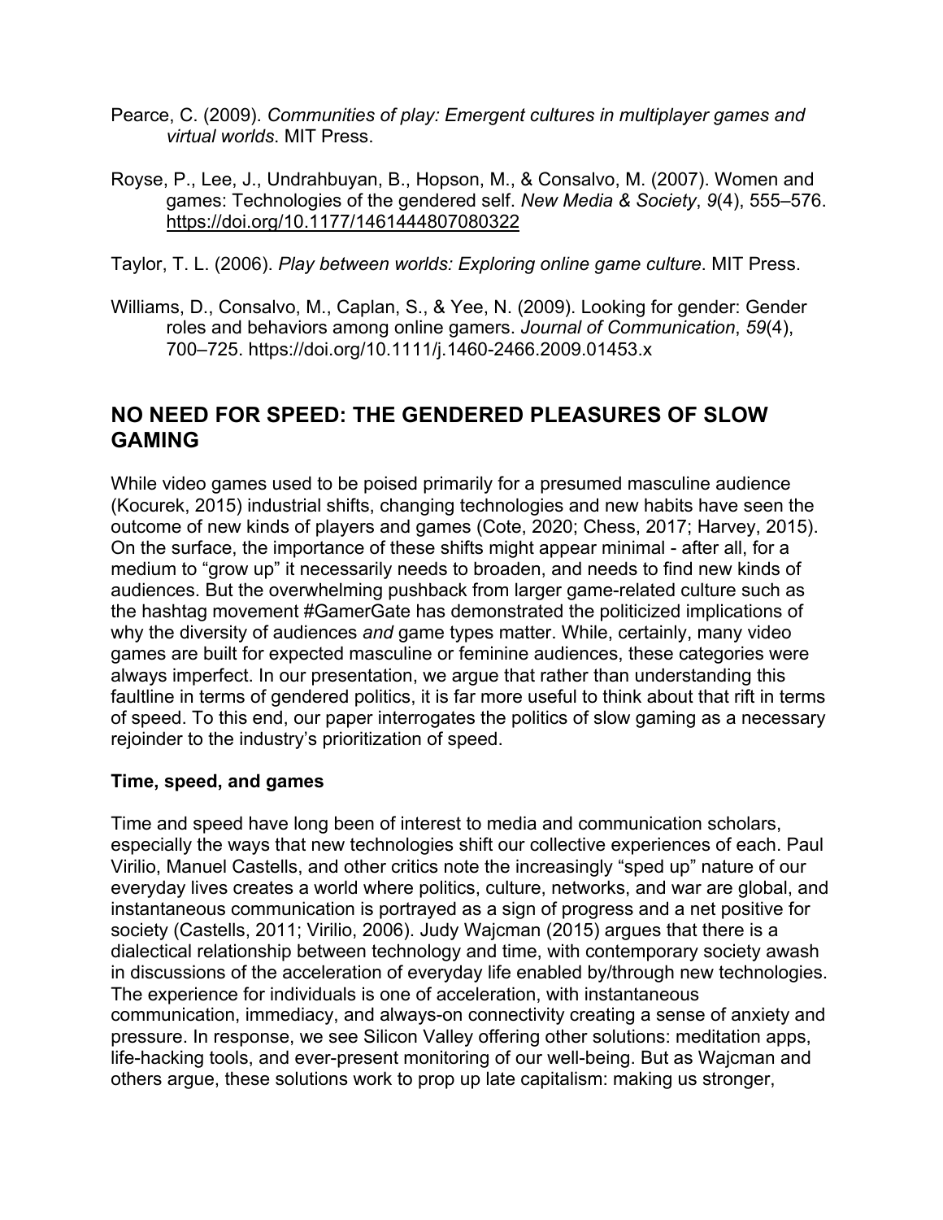Pearce, C. (2009). *Communities of play: Emergent cultures in multiplayer games and virtual worlds*. MIT Press.

Royse, P., Lee, J., Undrahbuyan, B., Hopson, M., & Consalvo, M. (2007). Women and games: Technologies of the gendered self. *New Media & Society*, *9*(4), 555–576. https://doi.org/10.1177/1461444807080322

Taylor, T. L. (2006). *Play between worlds: Exploring online game culture*. MIT Press.

Williams, D., Consalvo, M., Caplan, S., & Yee, N. (2009). Looking for gender: Gender roles and behaviors among online gamers. *Journal of Communication*, *59*(4), 700–725. https://doi.org/10.1111/j.1460-2466.2009.01453.x

## NO NEED FOR SPEED: THE GENDERED PLEASURES OF SLOW GAMING

While video games used to be poised primarily for a presumed masculine audience (Kocurek, 2015) industrial shifts, changing technologies and new habits have seen the outcome of new kinds of players and games (Cote, 2020; Chess, 2017; Harvey, 2015). On the surface, the importance of these shifts might appear minimal - after all, for a medium to "grow up" it necessarily needs to broaden, and needs to find new kinds of audiences. But the overwhelming pushback from larger game-related culture such as the hashtag movement #GamerGate has demonstrated the politicized implications of why the diversity of audiences *and* game types matter. While, certainly, many video games are built for expected masculine or feminine audiences, these categories were always imperfect. In our presentation, we argue that rather than understanding this faultline in terms of gendered politics, it is far more useful to think about that rift in terms of speed. To this end, our paper interrogates the politics of slow gaming as a necessary rejoinder to the industry's prioritization of speed.

### Time, speed, and games

Time and speed have long been of interest to media and communication scholars, especially the ways that new technologies shift our collective experiences of each. Paul Virilio, Manuel Castells, and other critics note the increasingly "sped up" nature of our everyday lives creates a world where politics, culture, networks, and war are global, and instantaneous communication is portrayed as a sign of progress and a net positive for society (Castells, 2011; Virilio, 2006). Judy Wajcman (2015) argues that there is a dialectical relationship between technology and time, with contemporary society awash in discussions of the acceleration of everyday life enabled by/through new technologies. The experience for individuals is one of acceleration, with instantaneous communication, immediacy, and always-on connectivity creating a sense of anxiety and pressure. In response, we see Silicon Valley offering other solutions: meditation apps, life-hacking tools, and ever-present monitoring of our well-being. But as Wajcman and others argue, these solutions work to prop up late capitalism: making us stronger,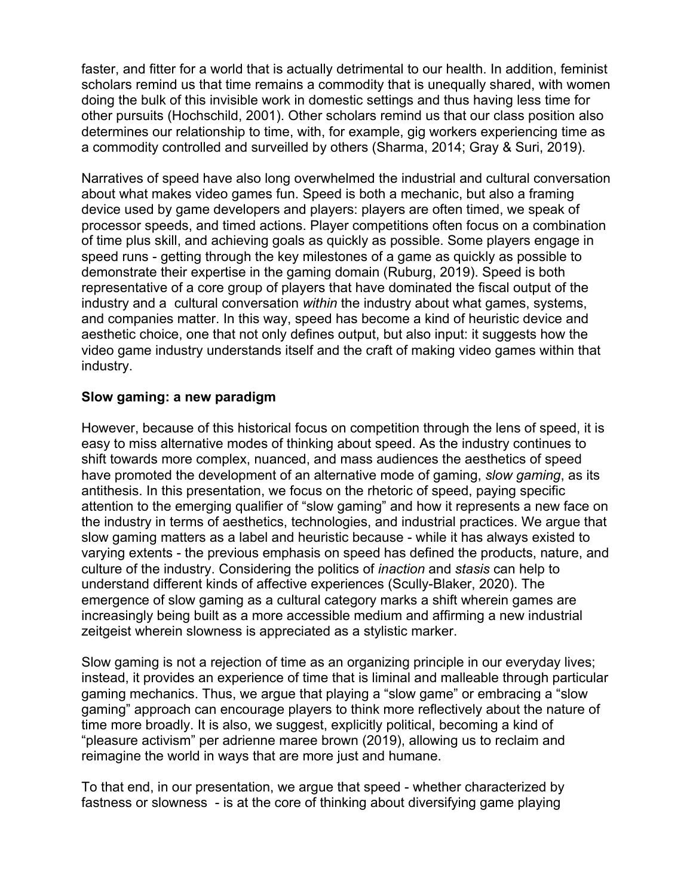faster, and fitter for a world that is actually detrimental to our health. In addition, feminist scholars remind us that time remains a commodity that is unequally shared, with women doing the bulk of this invisible work in domestic settings and thus having less time for other pursuits (Hochschild, 2001). Other scholars remind us that our class position also determines our relationship to time, with, for example, gig workers experiencing time as a commodity controlled and surveilled by others (Sharma, 2014; Gray & Suri, 2019).

Narratives of speed have also long overwhelmed the industrial and cultural conversation about what makes video games fun. Speed is both a mechanic, but also a framing device used by game developers and players: players are often timed, we speak of processor speeds, and timed actions. Player competitions often focus on a combination of time plus skill, and achieving goals as quickly as possible. Some players engage in speed runs - getting through the key milestones of a game as quickly as possible to demonstrate their expertise in the gaming domain (Ruburg, 2019). Speed is both representative of a core group of players that have dominated the fiscal output of the industry and a cultural conversation *within* the industry about what games, systems, and companies matter. In this way, speed has become a kind of heuristic device and aesthetic choice, one that not only defines output, but also input: it suggests how the video game industry understands itself and the craft of making video games within that industry.

**Slow gaming: a new paradigm**

However, because of this historical focus on competition through the lens of speed, it is easy to miss alternative modes of thinking about speed. As the industry continues to shift towards more complex, nuanced, and mass audiences the aesthetics of speed have promoted the development of an alternative mode of gaming, *slow gaming*, as its antithesis. In this presentation, we focus on the rhetoric of speed, paying specific attention to the emerging qualifier of "slow gaming" and how it represents a new face on the industry in terms of aesthetics, technologies, and industrial practices. We argue that slow gaming matters as a label and heuristic because - while it has always existed to varying extents - the previous emphasis on speed has defined the products, nature, and culture of the industry. Considering the politics of *inaction* and *stasis* can help to understand different kinds of affective experiences (Scully-Blaker, 2020). The emergence of slow gaming as a cultural category marks a shift wherein games are increasingly being built as a more accessible medium and affirming a new industrial zeitgeist wherein slowness is appreciated as a stylistic marker.

Slow gaming is not a rejection of time as an organizing principle in our everyday lives; instead, it provides an experience of time that is liminal and malleable through particular gaming mechanics. Thus, we argue that playing a "slow game" or embracing a "slow gaming" approach can encourage players to think more reflectively about the nature of time more broadly. It is also, we suggest, explicitly political, becoming a kind of "pleasure activism" per adrienne maree brown (2019), allowing us to reclaim and reimagine the world in ways that are more just and humane.

To that end, in our presentation, we argue that speed - whether characterized by fastness or slowness - is at the core of thinking about diversifying game playing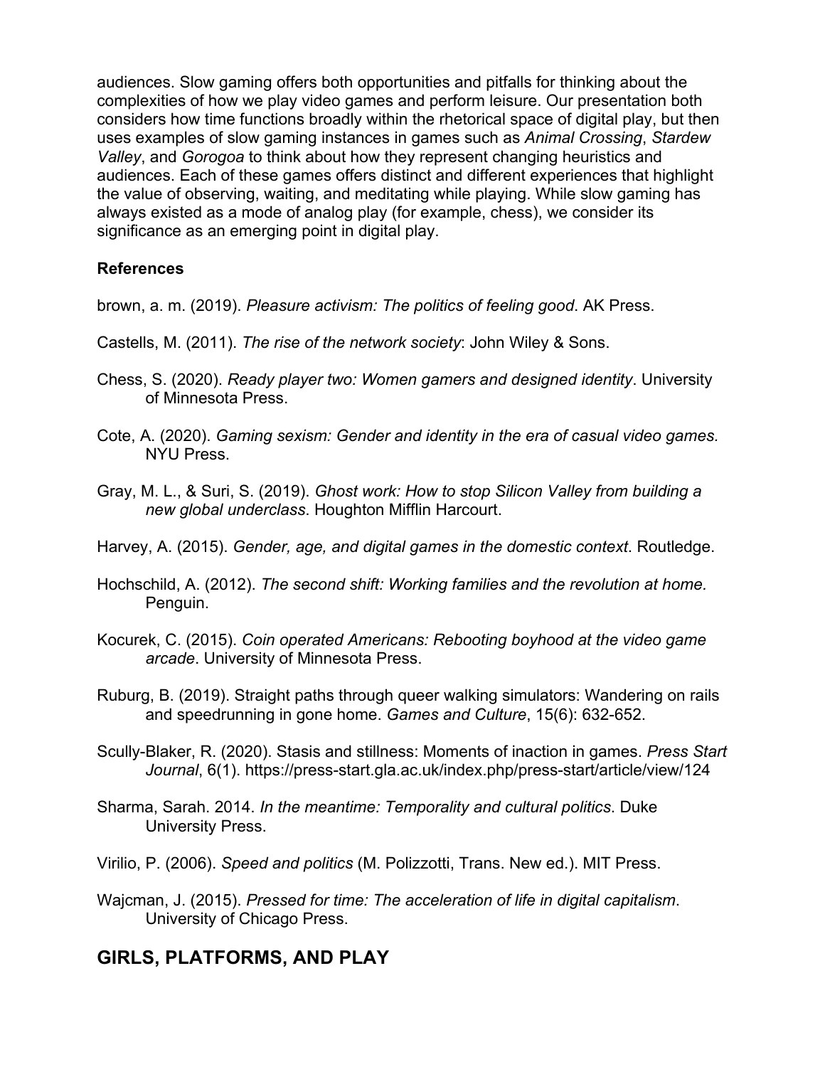audiences. Slow gaming offers both opportunities and pitfalls for thinking about the complexities of how we play video games and perform leisure. Our presentation both considers how time functions broadly within the rhetorical space of digital play, but then uses examples of slow gaming instances in games such as *Animal Crossing*, *Stardew Valley*, and *Gorogoa* to think about how they represent changing heuristics and audiences. Each of these games offers distinct and different experiences that highlight the value of observing, waiting, and meditating while playing. While slow gaming has always existed as a mode of analog play (for example, chess), we consider its significance as an emerging point in digital play.

**References**

brown, a. m. (2019). *Pleasure activism: The politics of feeling good*. AK Press.

Castells, M. (2011). *The rise of the network society*: John Wiley & Sons.

Chess, S. (2020). *Ready player two: Women gamers and designed identity*. University of Minnesota Press.

Cote, A. (2020). *Gaming sexism: Gender and identity in the era of casual video games.* NYU Press.

Gray, M. L., & Suri, S. (2019). *Ghost work: How to stop Silicon Valley from building a new global underclass*. Houghton Mifflin Harcourt.

Harvey, A. (2015). *Gender, age, and digital games in the domestic context*. Routledge.

Hochschild, A. (2012). *The second shift: Working families and the revolution at home.* Penguin.

Kocurek, C. (2015). *Coin operated Americans: Rebooting boyhood at the video game arcade*. University of Minnesota Press.

Ruburg, B. (2019). Straight paths through queer walking simulators: Wandering on rails and speedrunning in gone home. *Games and Culture*, 15(6): 632-652.

Scully-Blaker, R. (2020). Stasis and stillness: Moments of inaction in games. *Press Start Journal*, 6(1). https://press-start.gla.ac.uk/index.php/press-start/article/view/124

Sharma, Sarah. 2014. *In the meantime: Temporality and cultural politics*. Duke University Press.

Virilio, P. (2006). *Speed and politics* (M. Polizzotti, Trans. New ed.). MIT Press.

Wajcman, J. (2015). *Pressed for time: The acceleration of life in digital capitalism*. University of Chicago Press.

## GIRLS, PLATFORMS, AND PLAY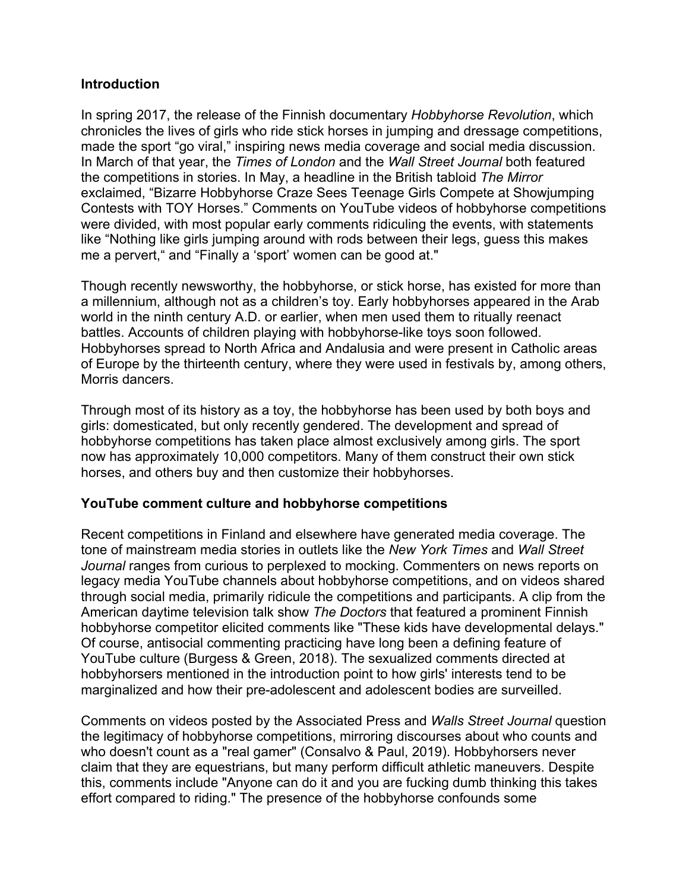**Introduction**

In spring 2017, the release of the Finnish documentary *Hobbyhorse Revolution*, which chronicles the lives of girls who ride stick horses in jumping and dressage competitions, made the sport "go viral," inspiring news media coverage and social media discussion. In March of that year, the *Times of London* and the *Wall Street Journal* both featured the competitions in stories. In May, a headline in the British tabloid *The Mirror* exclaimed, "Bizarre Hobbyhorse Craze Sees Teenage Girls Compete at Showjumping Contests with TOY Horses." Comments on YouTube videos of hobbyhorse competitions were divided, with most popular early comments ridiculing the events, with statements like "Nothing like girls jumping around with rods between their legs, guess this makes me a pervert," and "Finally a 'sport' women can be good at."

Though recently newsworthy, the hobbyhorse, or stick horse, has existed for more than a millennium, although not as a children's toy. Early hobbyhorses appeared in the Arab world in the ninth century A.D. or earlier, when men used them to ritually reenact battles. Accounts of children playing with hobbyhorse-like toys soon followed. Hobbyhorses spread to North Africa and Andalusia and were present in Catholic areas of Europe by the thirteenth century, where they were used in festivals by, among others, Morris dancers.

Through most of its history as a toy, the hobbyhorse has been used by both boys and girls: domesticated, but only recently gendered. The development and spread of hobbyhorse competitions has taken place almost exclusively among girls. The sport now has approximately 10,000 competitors. Many of them construct their own stick horses, and others buy and then customize their hobbyhorses.

**YouTube comment culture and hobbyhorse competitions**

Recent competitions in Finland and elsewhere have generated media coverage. The tone of mainstream media stories in outlets like the *New York Times* and *Wall Street Journal* ranges from curious to perplexed to mocking. Commenters on news reports on legacy media YouTube channels about hobbyhorse competitions, and on videos shared through social media, primarily ridicule the competitions and participants. A clip from the American daytime television talk show *The Doctors* that featured a prominent Finnish hobbyhorse competitor elicited comments like "These kids have developmental delays." Of course, antisocial commenting practicing have long been a defining feature of YouTube culture (Burgess & Green, 2018). The sexualized comments directed at hobbyhorsers mentioned in the introduction point to how girls' interests tend to be marginalized and how their pre-adolescent and adolescent bodies are surveilled.

Comments on videos posted by the Associated Press and *Walls Street Journal* question the legitimacy of hobbyhorse competitions, mirroring discourses about who counts and who doesn't count as a "real gamer" (Consalvo & Paul, 2019). Hobbyhorsers never claim that they are equestrians, but many perform difficult athletic maneuvers. Despite this, comments include "Anyone can do it and you are fucking dumb thinking this takes effort compared to riding." The presence of the hobbyhorse confounds some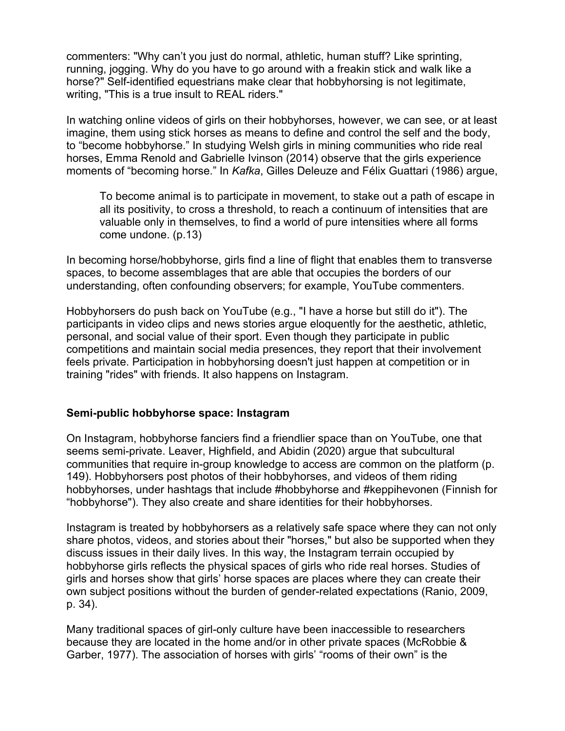commenters: "Why can't you just do normal, athletic, human stuff? Like sprinting, running, jogging. Why do you have to go around with a freakin stick and walk like a horse?" Self-identified equestrians make clear that hobbyhorsing is not legitimate, writing, "This is a true insult to REAL riders."

In watching online videos of girls on their hobbyhorses, however, we can see, or at least imagine, them using stick horses as means to define and control the self and the body, to "become hobbyhorse." In studying Welsh girls in mining communities who ride real horses, Emma Renold and Gabrielle Ivinson (2014) observe that the girls experience moments of "becoming horse." In *Kafka*, Gilles Deleuze and Félix Guattari (1986) argue,

> To become animal is to participate in movement, to stake out a path of escape in all its positivity, to cross a threshold, to reach a continuum of intensities that are valuable only in themselves, to find a world of pure intensities where all forms come undone. (p.13)

In becoming horse/hobbyhorse, girls find a line of flight that enables them to transverse spaces, to become assemblages that are able that occupies the borders of our understanding, often confounding observers; for example, YouTube commenters.

Hobbyhorsers do push back on YouTube (e.g., "I have a horse but still do it"). The participants in video clips and news stories argue eloquently for the aesthetic, athletic, personal, and social value of their sport. Even though they participate in public competitions and maintain social media presences, they report that their involvement feels private. Participation in hobbyhorsing doesn't just happen at competition or in training "rides" with friends. It also happens on Instagram.

## Semi-public hobbyhorse space: Instagram

On Instagram, hobbyhorse fanciers find a friendlier space than on YouTube, one that seems semi-private. Leaver, Highfield, and Abidin (2020) argue that subcultural communities that require in-group knowledge to access are common on the platform (p. 149). Hobbyhorsers post photos of their hobbyhorses, and videos of them riding hobbyhorses, under hashtags that include #hobbyhorse and #keppihevonen (Finnish for "hobbyhorse"). They also create and share identities for their hobbyhorses.

Instagram is treated by hobbyhorsers as a relatively safe space where they can not only share photos, videos, and stories about their "horses," but also be supported when they discuss issues in their daily lives. In this way, the Instagram terrain occupied by hobbyhorse girls reflects the physical spaces of girls who ride real horses. Studies of girls and horses show that girls' horse spaces are places where they can create their own subject positions without the burden of gender-related expectations (Ranio, 2009, p. 34).

Many traditional spaces of girl-only culture have been inaccessible to researchers because they are located in the home and/or in other private spaces (McRobbie & Garber, 1977). The association of horses with girls' "rooms of their own" is the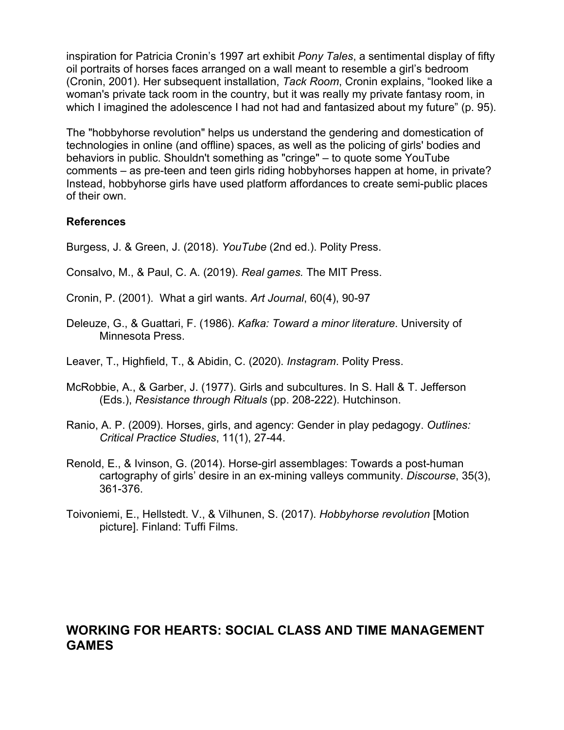inspiration for Patricia Cronin's 1997 art exhibit *Pony Tales*, a sentimental display of fifty oil portraits of horses faces arranged on a wall meant to resemble a girl's bedroom (Cronin, 2001). Her subsequent installation, *Tack Room*, Cronin explains, "looked like a woman's private tack room in the country, but it was really my private fantasy room, in which I imagined the adolescence I had not had and fantasized about my future" (p. 95).

The "hobbyhorse revolution" helps us understand the gendering and domestication of technologies in online (and offline) spaces, as well as the policing of girls' bodies and behaviors in public. Shouldn't something as "cringe" – to quote some YouTube comments – as pre-teen and teen girls riding hobbyhorses happen at home, in private? Instead, hobbyhorse girls have used platform affordances to create semi-public places of their own.

### References

Burgess, J. & Green, J. (2018). *YouTube* (2nd ed.). Polity Press.

Consalvo, M., & Paul, C. A. (2019). *Real games.* The MIT Press.

Cronin, P. (2001). What a girl wants. *Art Journal*, 60(4), 90-97

Deleuze, G., & Guattari, F. (1986). *Kafka: Toward a minor literature*. University of Minnesota Press.

Leaver, T., Highfield, T., & Abidin, C. (2020). *Instagram*. Polity Press.

McRobbie, A., & Garber, J. (1977). Girls and subcultures. In S. Hall & T. Jefferson (Eds.), *Resistance through Rituals* (pp. 208-222). Hutchinson.

Ranio, A. P. (2009). Horses, girls, and agency: Gender in play pedagogy. *Outlines: Critical Practice Studies*, 11(1), 27-44.

Renold, E., & Ivinson, G. (2014). Horse-girl assemblages: Towards a post-human cartography of girls' desire in an ex-mining valleys community. *Discourse*, 35(3), 361-376.

Toivoniemi, E., Hellstedt. V., & Vilhunen, S. (2017). *Hobbyhorse revolution* [Motion picture]. Finland: Tuffi Films.

## WORKING FOR HEARTS: SOCIAL CLASS AND TIME MANAGEMENT GAMES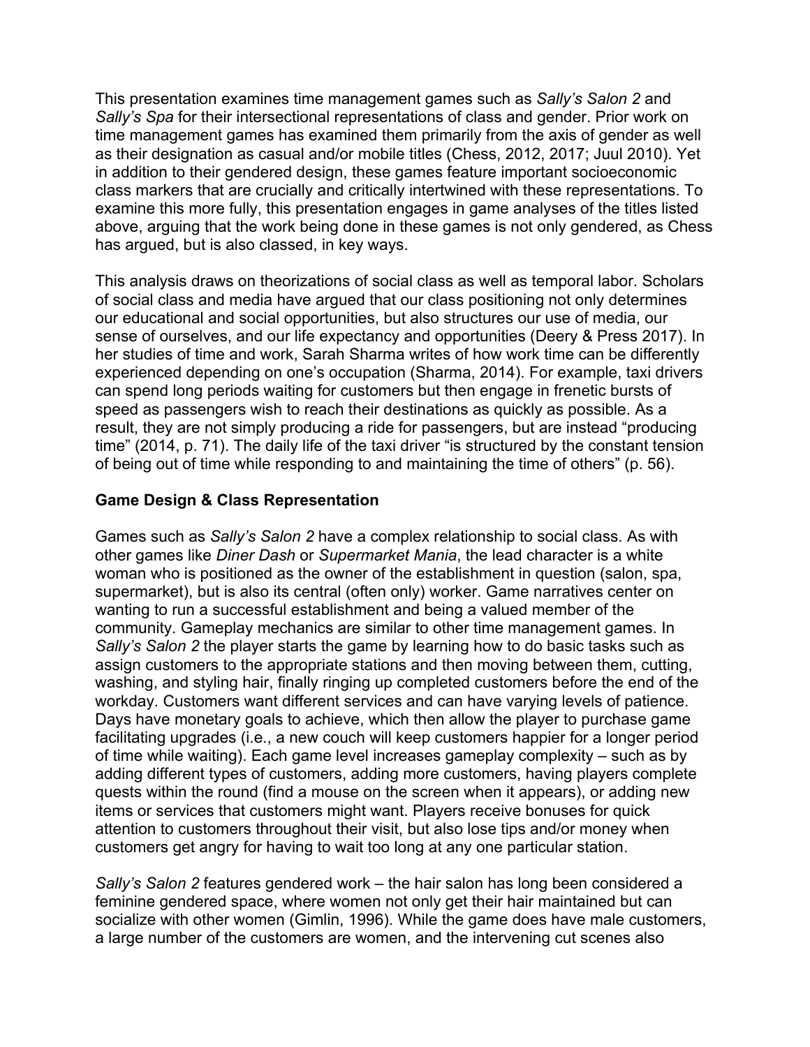This presentation examines time management games such as *Sally's Salon 2* and *Sally's Spa* for their intersectional representations of class and gender. Prior work on time management games has examined them primarily from the axis of gender as well as their designation as casual and/or mobile titles (Chess, 2012, 2017; Juul 2010). Yet in addition to their gendered design, these games feature important socioeconomic class markers that are crucially and critically intertwined with these representations. To examine this more fully, this presentation engages in game analyses of the titles listed above, arguing that the work being done in these games is not only gendered, as Chess has argued, but is also classed, in key ways.

This analysis draws on theorizations of social class as well as temporal labor. Scholars of social class and media have argued that our class positioning not only determines our educational and social opportunities, but also structures our use of media, our sense of ourselves, and our life expectancy and opportunities (Deery & Press 2017). In her studies of time and work, Sarah Sharma writes of how work time can be differently experienced depending on one's occupation (Sharma, 2014). For example, taxi drivers can spend long periods waiting for customers but then engage in frenetic bursts of speed as passengers wish to reach their destinations as quickly as possible. As a result, they are not simply producing a ride for passengers, but are instead "producing time" (2014, p. 71). The daily life of the taxi driver "is structured by the constant tension of being out of time while responding to and maintaining the time of others" (p. 56).

**Game Design & Class Representation**

Games such as *Sally's Salon 2* have a complex relationship to social class. As with other games like *Diner Dash* or *Supermarket Mania*, the lead character is a white woman who is positioned as the owner of the establishment in question (salon, spa, supermarket), but is also its central (often only) worker. Game narratives center on wanting to run a successful establishment and being a valued member of the community. Gameplay mechanics are similar to other time management games. In *Sally's Salon 2* the player starts the game by learning how to do basic tasks such as assign customers to the appropriate stations and then moving between them, cutting, washing, and styling hair, finally ringing up completed customers before the end of the workday. Customers want different services and can have varying levels of patience. Days have monetary goals to achieve, which then allow the player to purchase game facilitating upgrades (i.e., a new couch will keep customers happier for a longer period of time while waiting). Each game level increases gameplay complexity – such as by adding different types of customers, adding more customers, having players complete quests within the round (find a mouse on the screen when it appears), or adding new items or services that customers might want. Players receive bonuses for quick attention to customers throughout their visit, but also lose tips and/or money when customers get angry for having to wait too long at any one particular station.

*Sally's Salon 2* features gendered work – the hair salon has long been considered a feminine gendered space, where women not only get their hair maintained but can socialize with other women (Gimlin, 1996). While the game does have male customers, a large number of the customers are women, and the intervening cut scenes also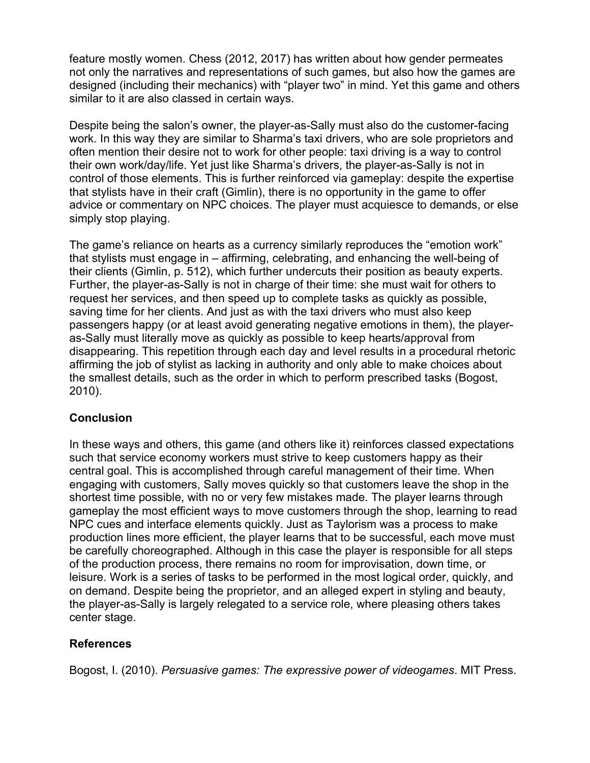feature mostly women. Chess (2012, 2017) has written about how gender permeates not only the narratives and representations of such games, but also how the games are designed (including their mechanics) with "player two" in mind. Yet this game and others similar to it are also classed in certain ways.

Despite being the salon's owner, the player-as-Sally must also do the customer-facing work. In this way they are similar to Sharma's taxi drivers, who are sole proprietors and often mention their desire not to work for other people: taxi driving is a way to control their own work/day/life. Yet just like Sharma's drivers, the player-as-Sally is not in control of those elements. This is further reinforced via gameplay: despite the expertise that stylists have in their craft (Gimlin), there is no opportunity in the game to offer advice or commentary on NPC choices. The player must acquiesce to demands, or else simply stop playing.

The game's reliance on hearts as a currency similarly reproduces the "emotion work" that stylists must engage in – affirming, celebrating, and enhancing the well-being of their clients (Gimlin, p. 512), which further undercuts their position as beauty experts. Further, the player-as-Sally is not in charge of their time: she must wait for others to request her services, and then speed up to complete tasks as quickly as possible, saving time for her clients. And just as with the taxi drivers who must also keep passengers happy (or at least avoid generating negative emotions in them), the player-as-Sally must literally move as quickly as possible to keep hearts/approval from disappearing. This repetition through each day and level results in a procedural rhetoric affirming the job of stylist as lacking in authority and only able to make choices about the smallest details, such as the order in which to perform prescribed tasks (Bogost, 2010).

## Conclusion

In these ways and others, this game (and others like it) reinforces classed expectations such that service economy workers must strive to keep customers happy as their central goal. This is accomplished through careful management of their time. When engaging with customers, Sally moves quickly so that customers leave the shop in the shortest time possible, with no or very few mistakes made. The player learns through gameplay the most efficient ways to move customers through the shop, learning to read NPC cues and interface elements quickly. Just as Taylorism was a process to make production lines more efficient, the player learns that to be successful, each move must be carefully choreographed. Although in this case the player is responsible for all steps of the production process, there remains no room for improvisation, down time, or leisure. Work is a series of tasks to be performed in the most logical order, quickly, and on demand. Despite being the proprietor, and an alleged expert in styling and beauty, the player-as-Sally is largely relegated to a service role, where pleasing others takes center stage.

## References

Bogost, I. (2010). *Persuasive games: The expressive power of videogames*. MIT Press.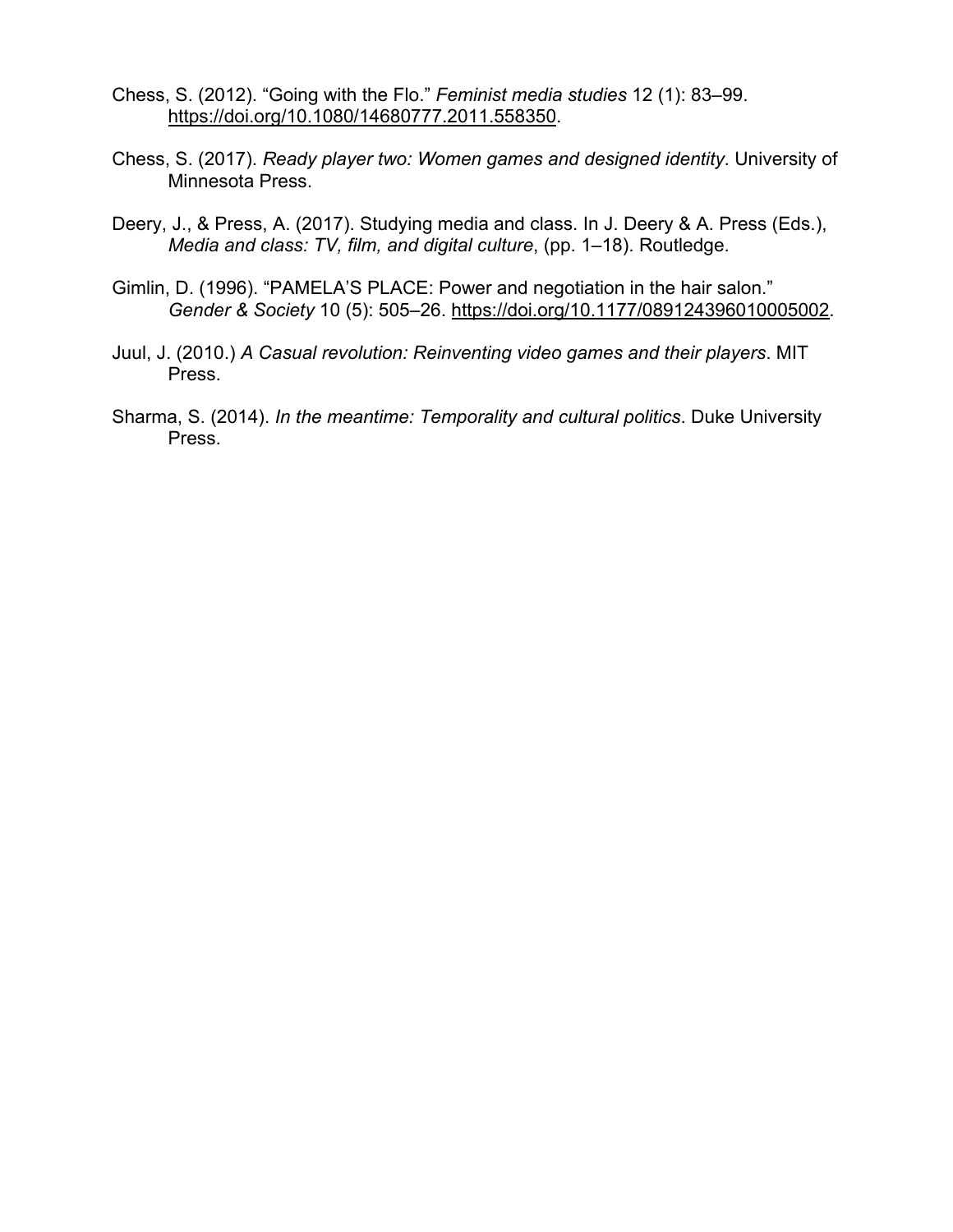Chess, S. (2012). “Going with the Flo.” *Feminist media studies* 12 (1): 83–99. https://doi.org/10.1080/14680777.2011.558350.

Chess, S. (2017). *Ready player two: Women games and designed identity*. University of Minnesota Press.

Deery, J., & Press, A. (2017). Studying media and class. In J. Deery & A. Press (Eds.), *Media and class: TV, film, and digital culture*, (pp. 1–18). Routledge.

Gimlin, D. (1996). “PAMELA’S PLACE: Power and negotiation in the hair salon.” *Gender & Society* 10 (5): 505–26. https://doi.org/10.1177/089124396010005002.

Juul, J. (2010.) *A Casual revolution: Reinventing video games and their players*. MIT Press.

Sharma, S. (2014). *In the meantime: Temporality and cultural politics*. Duke University Press.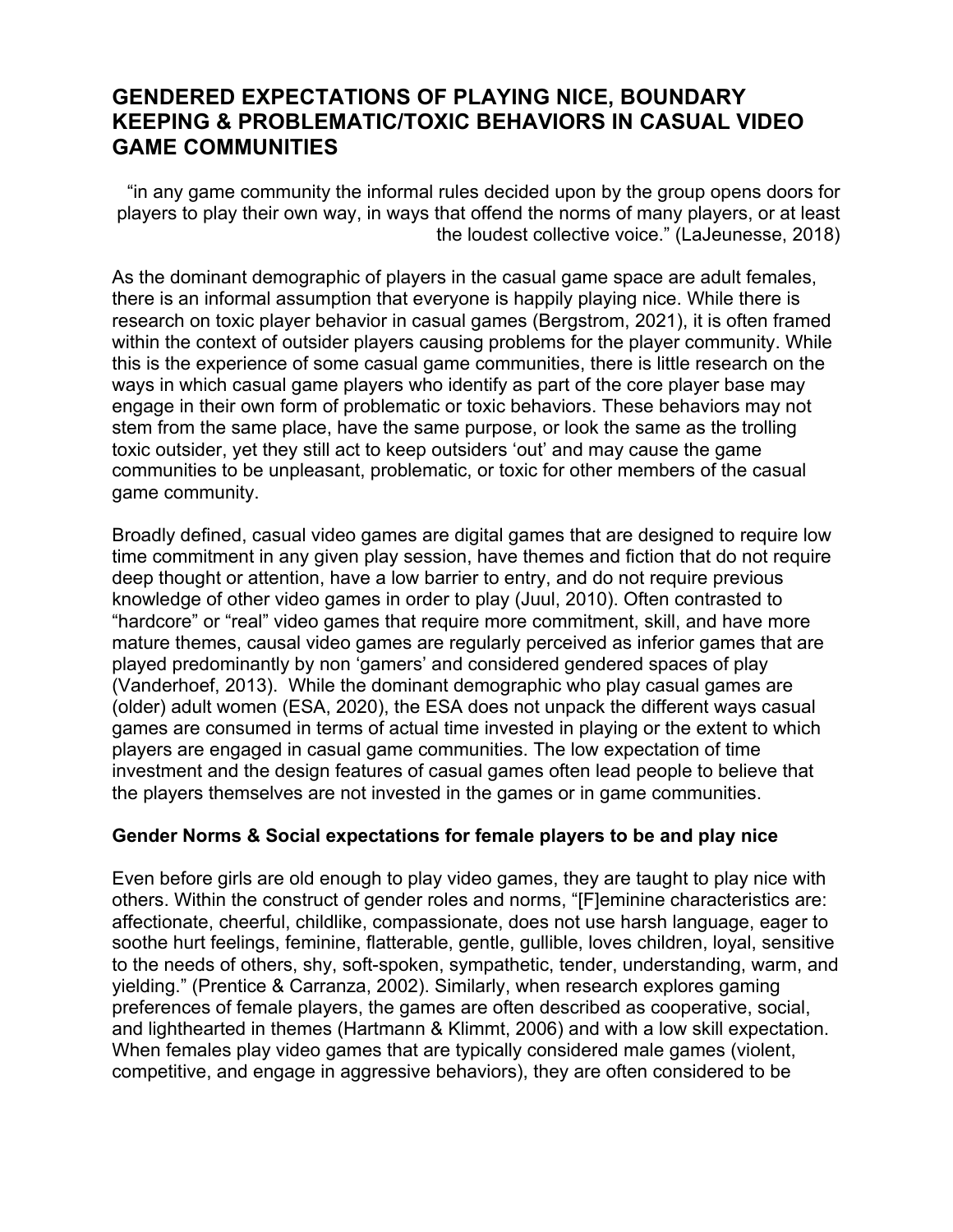# GENDERED EXPECTATIONS OF PLAYING NICE, BOUNDARY KEEPING & PROBLEMATIC/TOXIC BEHAVIORS IN CASUAL VIDEO GAME COMMUNITIES

> "in any game community the informal rules decided upon by the group opens doors for players to play their own way, in ways that offend the norms of many players, or at least the loudest collective voice." (LaJeunesse, 2018)

As the dominant demographic of players in the casual game space are adult females, there is an informal assumption that everyone is happily playing nice. While there is research on toxic player behavior in casual games (Bergstrom, 2021), it is often framed within the context of outsider players causing problems for the player community. While this is the experience of some casual game communities, there is little research on the ways in which casual game players who identify as part of the core player base may engage in their own form of problematic or toxic behaviors. These behaviors may not stem from the same place, have the same purpose, or look the same as the trolling toxic outsider, yet they still act to keep outsiders 'out' and may cause the game communities to be unpleasant, problematic, or toxic for other members of the casual game community.

Broadly defined, casual video games are digital games that are designed to require low time commitment in any given play session, have themes and fiction that do not require deep thought or attention, have a low barrier to entry, and do not require previous knowledge of other video games in order to play (Juul, 2010). Often contrasted to "hardcore" or "real" video games that require more commitment, skill, and have more mature themes, causal video games are regularly perceived as inferior games that are played predominantly by non 'gamers' and considered gendered spaces of play (Vanderhoef, 2013). While the dominant demographic who play casual games are (older) adult women (ESA, 2020), the ESA does not unpack the different ways casual games are consumed in terms of actual time invested in playing or the extent to which players are engaged in casual game communities. The low expectation of time investment and the design features of casual games often lead people to believe that the players themselves are not invested in the games or in game communities.

### Gender Norms & Social expectations for female players to be and play nice

Even before girls are old enough to play video games, they are taught to play nice with others. Within the construct of gender roles and norms, "[F]eminine characteristics are: affectionate, cheerful, childlike, compassionate, does not use harsh language, eager to soothe hurt feelings, feminine, flatterable, gentle, gullible, loves children, loyal, sensitive to the needs of others, shy, soft-spoken, sympathetic, tender, understanding, warm, and yielding." (Prentice & Carranza, 2002). Similarly, when research explores gaming preferences of female players, the games are often described as cooperative, social, and lighthearted in themes (Hartmann & Klimmt, 2006) and with a low skill expectation. When females play video games that are typically considered male games (violent, competitive, and engage in aggressive behaviors), they are often considered to be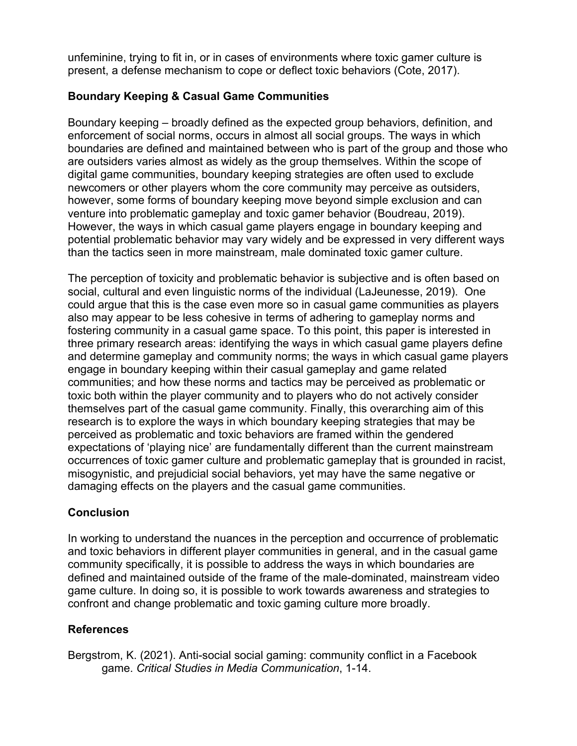unfeminine, trying to fit in, or in cases of environments where toxic gamer culture is present, a defense mechanism to cope or deflect toxic behaviors (Cote, 2017).

## Boundary Keeping & Casual Game Communities

Boundary keeping – broadly defined as the expected group behaviors, definition, and enforcement of social norms, occurs in almost all social groups. The ways in which boundaries are defined and maintained between who is part of the group and those who are outsiders varies almost as widely as the group themselves. Within the scope of digital game communities, boundary keeping strategies are often used to exclude newcomers or other players whom the core community may perceive as outsiders, however, some forms of boundary keeping move beyond simple exclusion and can venture into problematic gameplay and toxic gamer behavior (Boudreau, 2019). However, the ways in which casual game players engage in boundary keeping and potential problematic behavior may vary widely and be expressed in very different ways than the tactics seen in more mainstream, male dominated toxic gamer culture.

The perception of toxicity and problematic behavior is subjective and is often based on social, cultural and even linguistic norms of the individual (LaJeunesse, 2019). One could argue that this is the case even more so in casual game communities as players also may appear to be less cohesive in terms of adhering to gameplay norms and fostering community in a casual game space. To this point, this paper is interested in three primary research areas: identifying the ways in which casual game players define and determine gameplay and community norms; the ways in which casual game players engage in boundary keeping within their casual gameplay and game related communities; and how these norms and tactics may be perceived as problematic or toxic both within the player community and to players who do not actively consider themselves part of the casual game community. Finally, this overarching aim of this research is to explore the ways in which boundary keeping strategies that may be perceived as problematic and toxic behaviors are framed within the gendered expectations of 'playing nice' are fundamentally different than the current mainstream occurrences of toxic gamer culture and problematic gameplay that is grounded in racist, misogynistic, and prejudicial social behaviors, yet may have the same negative or damaging effects on the players and the casual game communities.

## Conclusion

In working to understand the nuances in the perception and occurrence of problematic and toxic behaviors in different player communities in general, and in the casual game community specifically, it is possible to address the ways in which boundaries are defined and maintained outside of the frame of the male-dominated, mainstream video game culture. In doing so, it is possible to work towards awareness and strategies to confront and change problematic and toxic gaming culture more broadly.

## References

Bergstrom, K. (2021). Anti-social social gaming: community conflict in a Facebook game. *Critical Studies in Media Communication*, 1-14.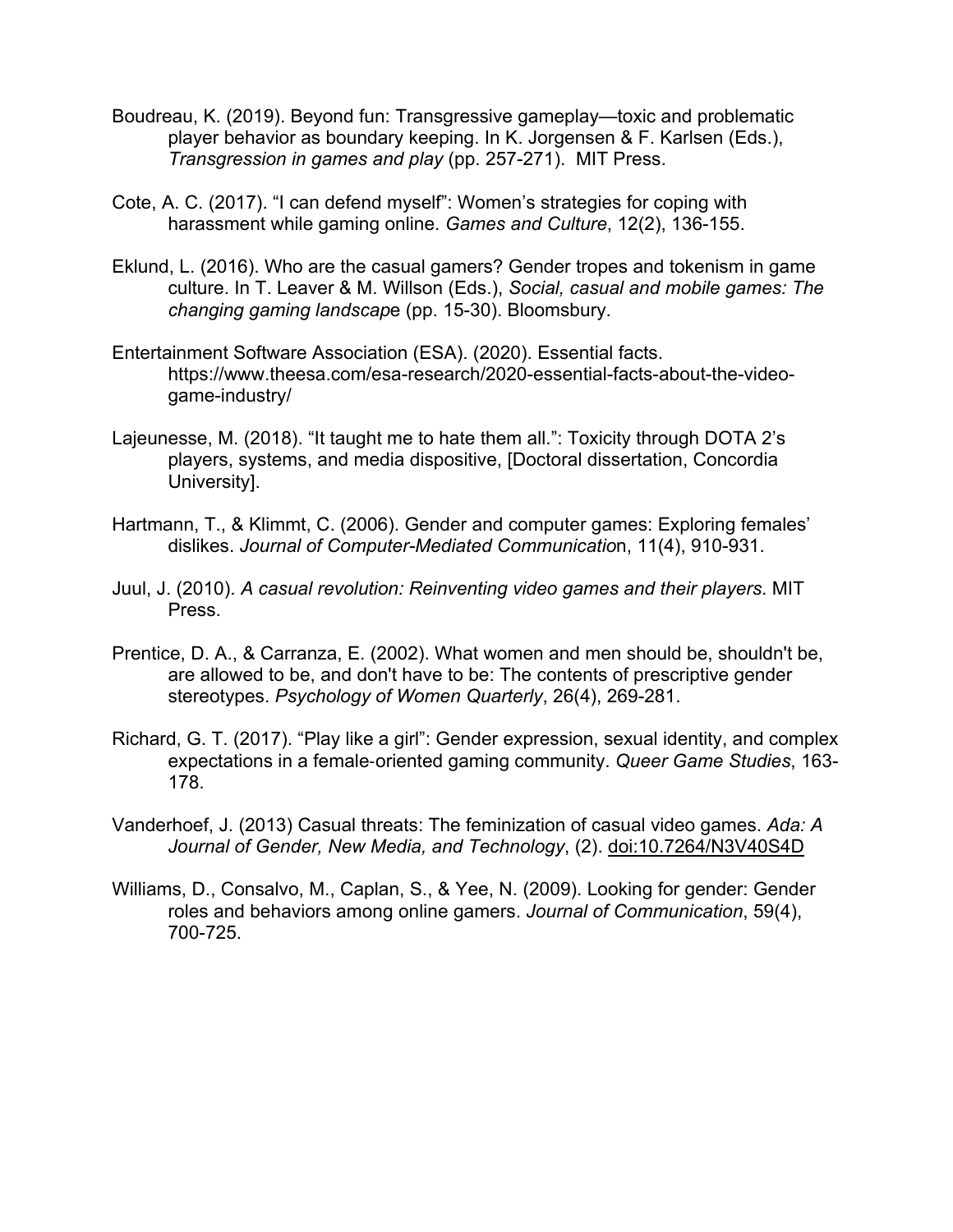Boudreau, K. (2019). Beyond fun: Transgressive gameplay—toxic and problematic player behavior as boundary keeping. In K. Jorgensen & F. Karlsen (Eds.), *Transgression in games and play* (pp. 257-271). MIT Press.

Cote, A. C. (2017). "I can defend myself": Women's strategies for coping with harassment while gaming online. *Games and Culture*, 12(2), 136-155.

Eklund, L. (2016). Who are the casual gamers? Gender tropes and tokenism in game culture. In T. Leaver & M. Willson (Eds.), *Social, casual and mobile games: The changing gaming landscape* (pp. 15-30). Bloomsbury.

Entertainment Software Association (ESA). (2020). Essential facts. https://www.theesa.com/esa-research/2020-essential-facts-about-the-video-game-industry/

Lajeunesse, M. (2018). "It taught me to hate them all.": Toxicity through DOTA 2's players, systems, and media dispositive, [Doctoral dissertation, Concordia University].

Hartmann, T., & Klimmt, C. (2006). Gender and computer games: Exploring females' dislikes. *Journal of Computer-Mediated Communication*, 11(4), 910-931.

Juul, J. (2010). *A casual revolution: Reinventing video games and their players*. MIT Press.

Prentice, D. A., & Carranza, E. (2002). What women and men should be, shouldn't be, are allowed to be, and don't have to be: The contents of prescriptive gender stereotypes. *Psychology of Women Quarterly*, 26(4), 269-281.

Richard, G. T. (2017). "Play like a girl": Gender expression, sexual identity, and complex expectations in a female-oriented gaming community. *Queer Game Studies*, 163-178.

Vanderhoef, J. (2013) Casual threats: The feminization of casual video games. *Ada: A Journal of Gender, New Media, and Technology*, (2). doi:10.7264/N3V40S4D

Williams, D., Consalvo, M., Caplan, S., & Yee, N. (2009). Looking for gender: Gender roles and behaviors among online gamers. *Journal of Communication*, 59(4), 700-725.